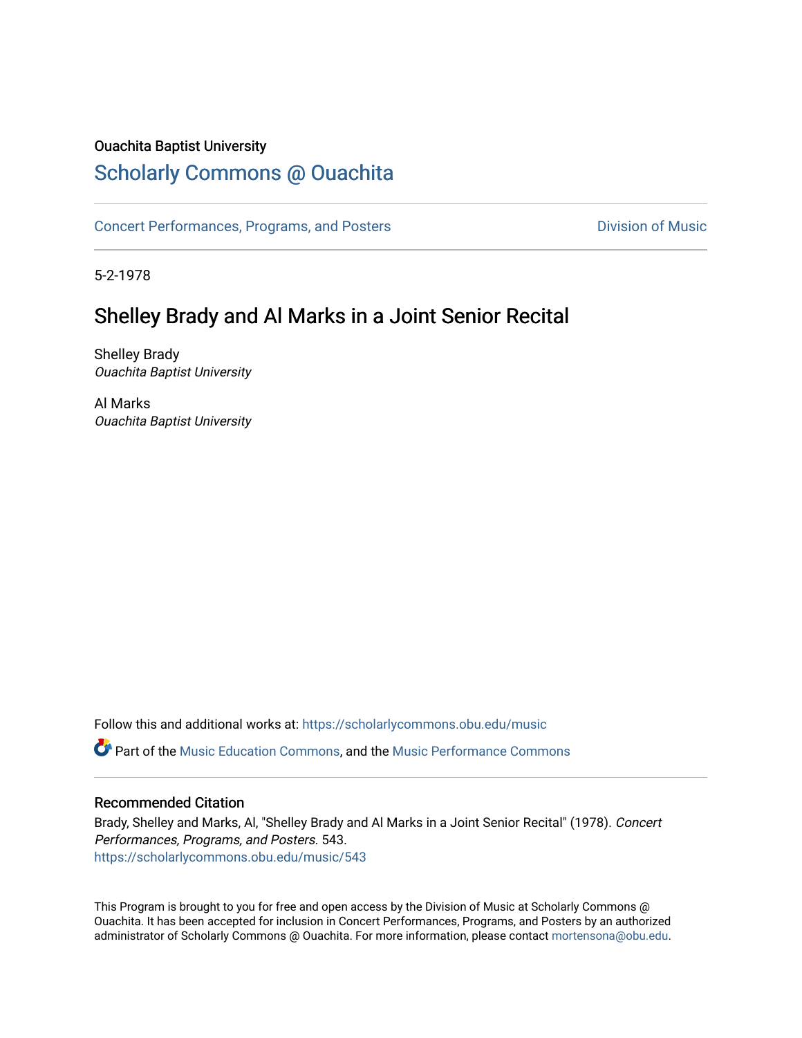Ouachita Baptist University

# Scholarly Commons @ Ouachita

Concert Performances, Programs, and Posters

Division of Music

5-2-1978

## Shelley Brady and Al Marks in a Joint Senior Recital

Shelley Brady
*Ouachita Baptist University*

Al Marks
*Ouachita Baptist University*

Follow this and additional works at: https://scholarlycommons.obu.edu/music

Part of the Music Education Commons, and the Music Performance Commons

### Recommended Citation

Brady, Shelley and Marks, Al, "Shelley Brady and Al Marks in a Joint Senior Recital" (1978). *Concert Performances, Programs, and Posters*. 543.
https://scholarlycommons.obu.edu/music/543

This Program is brought to you for free and open access by the Division of Music at Scholarly Commons @ Ouachita. It has been accepted for inclusion in Concert Performances, Programs, and Posters by an authorized administrator of Scholarly Commons @ Ouachita. For more information, please contact mortensona@obu.edu.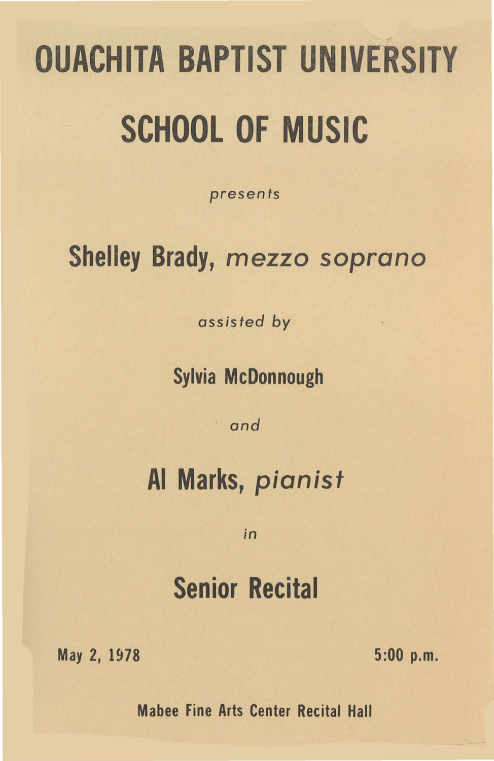# OUACHITA BAPTIST UNIVERSITY

# SCHOOL OF MUSIC

*presents*

## Shelley Brady, *mezzo soprano*

*assisted by*

**Sylvia McDonnough**

*and*

## Al Marks, *pianist*

*in*

## Senior Recital

**May 2, 1978** **5:00 p.m.**

**Mabee Fine Arts Center Recital Hall**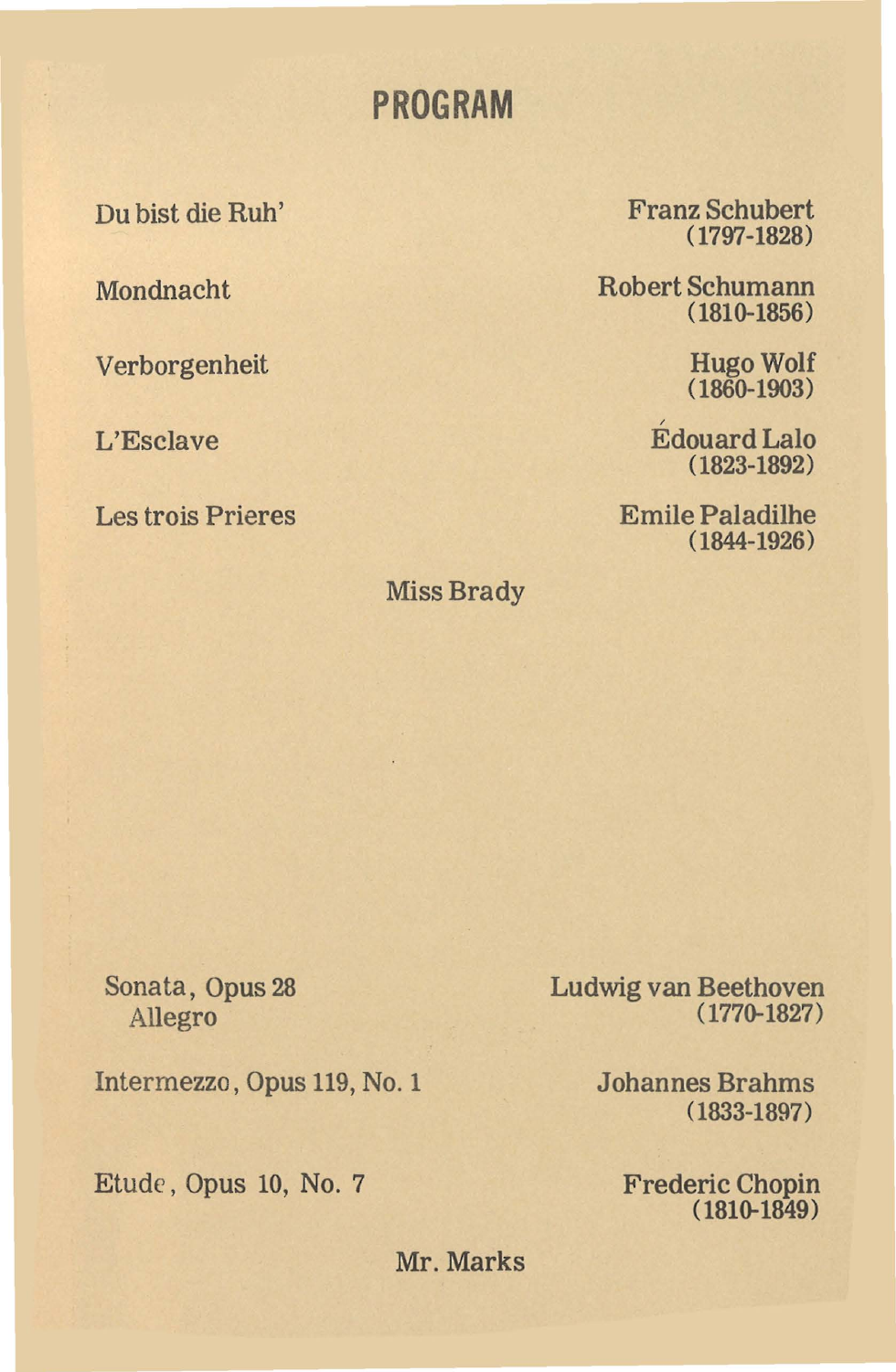# PROGRAM

| | |
|---|---|
| Du bist die Ruh' | Franz Schubert (1797-1828) |
| Mondnacht | Robert Schumann (1810-1856) |
| Verborgenheit | Hugo Wolf (1860-1903) |
| L'Esclave | Édouard Lalo (1823-1892) |
| Les trois Prieres | Emile Paladilhe (1844-1926) |

Miss Brady

| | |
|---|---|
| Sonata, Opus 28<br>Allegro | Ludwig van Beethoven (1770-1827) |
| Intermezzo, Opus 119, No. 1 | Johannes Brahms (1833-1897) |
| Etude, Opus 10, No. 7 | Frederic Chopin (1810-1849) |

Mr. Marks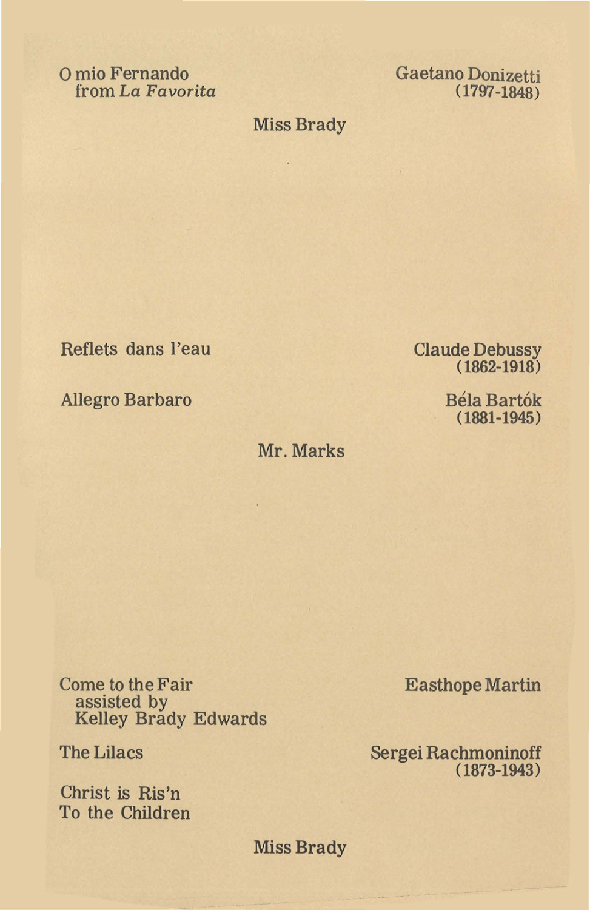O mio Fernando
from *La Favorita*

Gaetano Donizetti
(1797-1848)

Miss Brady

Reflets dans l'eau

Claude Debussy
(1862-1918)

Allegro Barbaro

Béla Bartók
(1881-1945)

Mr. Marks

Come to the Fair
assisted by
Kelley Brady Edwards

Easthope Martin

The Lilacs

Sergei Rachmoninoff
(1873-1943)

Christ is Ris'n
To the Children

Miss Brady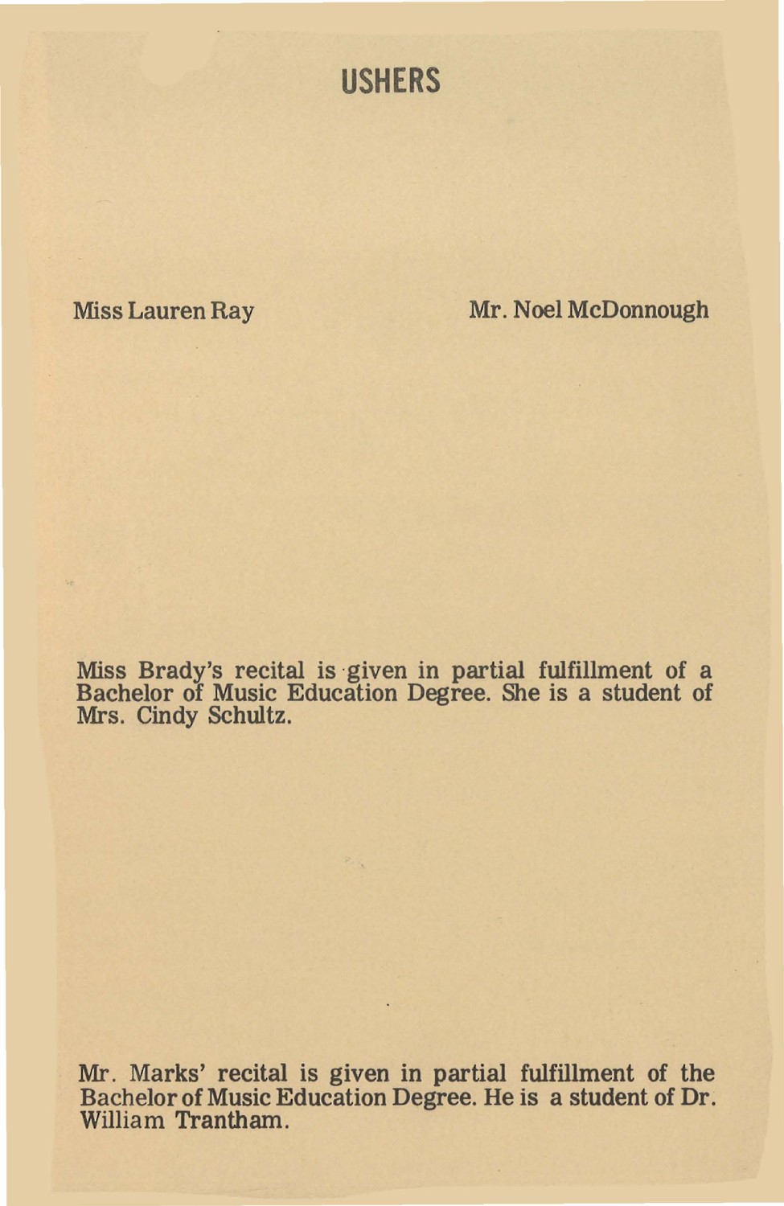# USHERS

Miss Lauren Ray

Mr. Noel McDonnough

Miss Brady's recital is given in partial fulfillment of a Bachelor of Music Education Degree. She is a student of Mrs. Cindy Schultz.

Mr. Marks' recital is given in partial fulfillment of the Bachelor of Music Education Degree. He is a student of Dr. William Trantham.